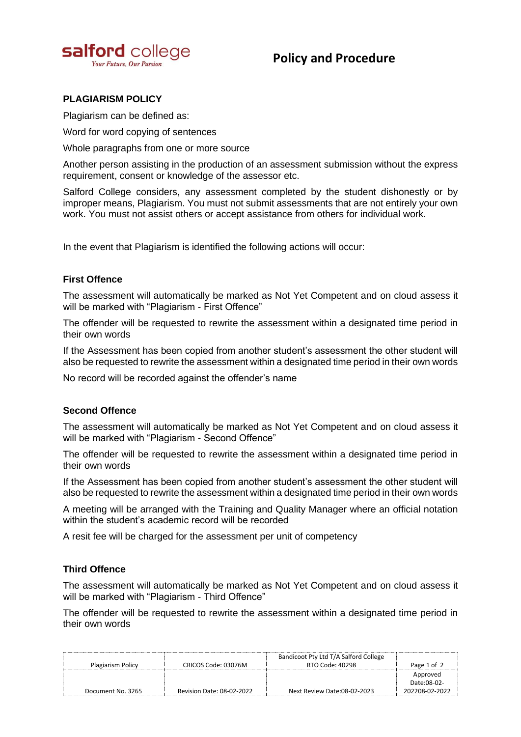# Policy and Procedure

## PLAGIARISM POLICY

Plagiarism can be defined as:

Word for word copying of sentences

Whole paragraphs from one or more source

Another person assisting in the production of an assessment submission without the express requirement, consent or knowledge of the assessor etc.

Salford College considers, any assessment completed by the student dishonestly or by improper means, Plagiarism. You must not submit assessments that are not entirely your own work. You must not assist others or accept assistance from others for individual work.

In the event that Plagiarism is identified the following actions will occur:

### First Offence

The assessment will automatically be marked as Not Yet Competent and on cloud assess it will be marked with "Plagiarism - First Offence"

The offender will be requested to rewrite the assessment within a designated time period in their own words

If the Assessment has been copied from another student's assessment the other student will also be requested to rewrite the assessment within a designated time period in their own words

No record will be recorded against the offender's name

### Second Offence

The assessment will automatically be marked as Not Yet Competent and on cloud assess it will be marked with "Plagiarism - Second Offence"

The offender will be requested to rewrite the assessment within a designated time period in their own words

If the Assessment has been copied from another student's assessment the other student will also be requested to rewrite the assessment within a designated time period in their own words

A meeting will be arranged with the Training and Quality Manager where an official notation within the student's academic record will be recorded

A resit fee will be charged for the assessment per unit of competency

### Third Offence

The assessment will automatically be marked as Not Yet Competent and on cloud assess it will be marked with "Plagiarism - Third Offence"

The offender will be requested to rewrite the assessment within a designated time period in their own words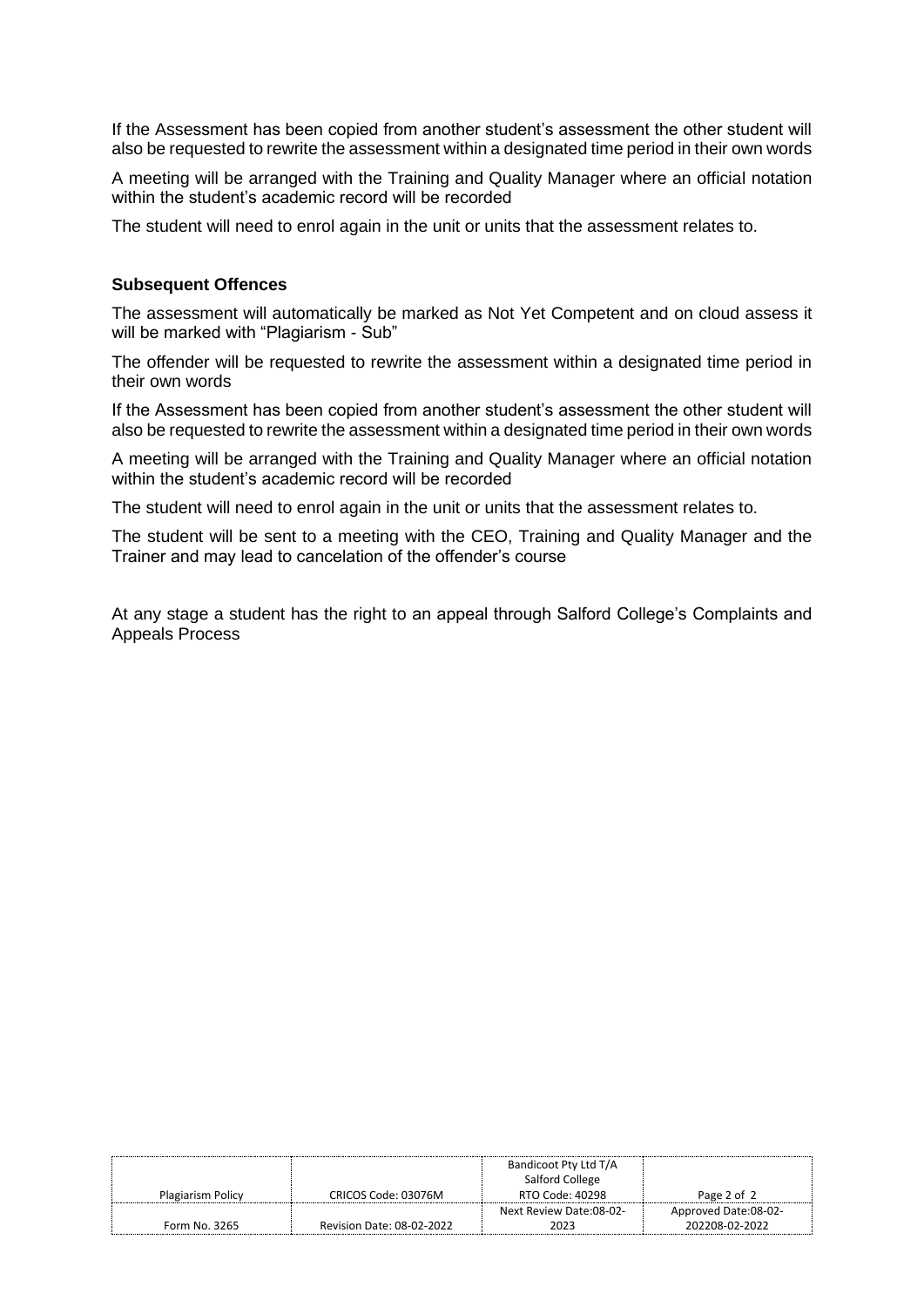If the Assessment has been copied from another student's assessment the other student will also be requested to rewrite the assessment within a designated time period in their own words

A meeting will be arranged with the Training and Quality Manager where an official notation within the student's academic record will be recorded

The student will need to enrol again in the unit or units that the assessment relates to.

**Subsequent Offences**

The assessment will automatically be marked as Not Yet Competent and on cloud assess it will be marked with "Plagiarism - Sub"

The offender will be requested to rewrite the assessment within a designated time period in their own words

If the Assessment has been copied from another student's assessment the other student will also be requested to rewrite the assessment within a designated time period in their own words

A meeting will be arranged with the Training and Quality Manager where an official notation within the student's academic record will be recorded

The student will need to enrol again in the unit or units that the assessment relates to.

The student will be sent to a meeting with the CEO, Training and Quality Manager and the Trainer and may lead to cancelation of the offender's course

At any stage a student has the right to an appeal through Salford College's Complaints and Appeals Process

| | | | |
|---|---|---|---|
| Plagiarism Policy | CRICOS Code: 03076M | Bandicoot Pty Ltd T/A Salford College RTO Code: 40298 | |
| Form No. 3265 | Revision Date: 08-02-2022 | Next Review Date:08-02-2023 | Approved Date:08-02-202208-02-2022 |